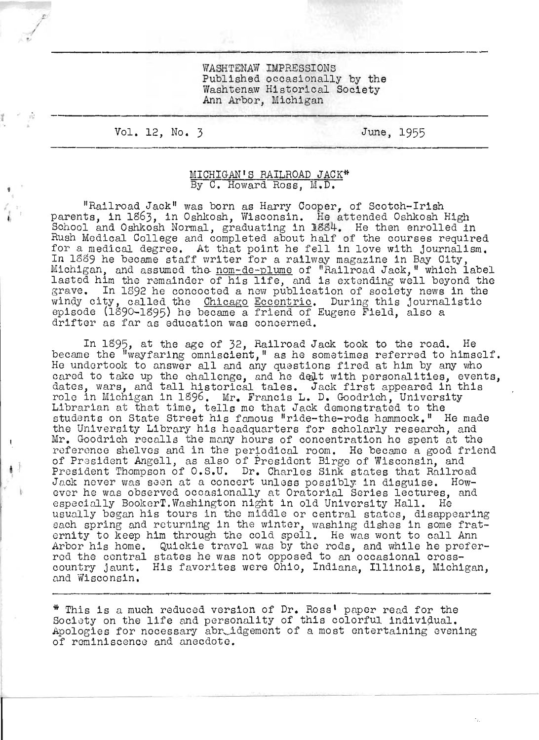WASHTENAW IMPRESSIONS
Published occasionally by the
Washtenaw Historical Society
Ann Arbor, Michigan

Vol. 12, No. 3 June, 1955

# MICHIGAN'S RAILROAD JACK*

By C. Howard Ross, M.D.

"Railroad Jack" was born as Harry Cooper, of Scotch-Irish parents, in 1863, in Oshkosh, Wisconsin. He attended Oshkosh High School and Oshkosh Normal, graduating in 1884. He then enrolled in Rush Medical College and completed about half of the courses required for a medical degree. At that point he fell in love with journalism. In 1889 he became staff writer for a railway magazine in Bay City, Michigan, and assumed the nom-de-plume of "Railroad Jack," which label lasted him the remainder of his life, and is extending well beyond the grave. In 1892 he concocted a new publication of society news in the windy city, called the *Chicago Eccentric*. During this journalistic episode (1890-1895) he became a friend of Eugene Field, also a drifter as far as education was concerned.

In 1895, at the age of 32, Railroad Jack took to the road. He became the "wayfaring omniscient," as he sometimes referred to himself. He undertook to answer all and any questions fired at him by any who cared to take up the challenge, and he dealt with personalities, events, dates, wars, and tall historical tales. Jack first appeared in this role in Michigan in 1896. Mr. Francis L. D. Goodrich, University Librarian at that time, tells me that Jack demonstrated to the students on State Street his famous "ride-the-rods hammock." He made the University Library his headquarters for scholarly research, and Mr. Goodrich recalls the many hours of concentration he spent at the reference shelves and in the periodical room. He became a good friend of President Angell, as also of President Birge of Wisconsin, and President Thompson of O.S.U. Dr. Charles Sink states that Railroad Jack never was seen at a concert unless possibly in disguise. However he was observed occasionally at Oratorial Series lectures, and especially BookerT.Washington night in old University Hall. He usually began his tours in the middle or central states, disappearing each spring and returning in the winter, washing dishes in some fraternity to keep him through the cold spell. He was wont to call Ann Arbor his home. Quickie travel was by the rods, and while he preferred the central states he was not opposed to an occasional cross-country jaunt. His favorites were Ohio, Indiana, Illinois, Michigan, and Wisconsin.

---

\* This is a much reduced version of Dr. Ross' paper read for the Society on the life and personality of this colorful individual. Apologies for necessary abridgement of a most entertaining evening of reminiscence and anecdote.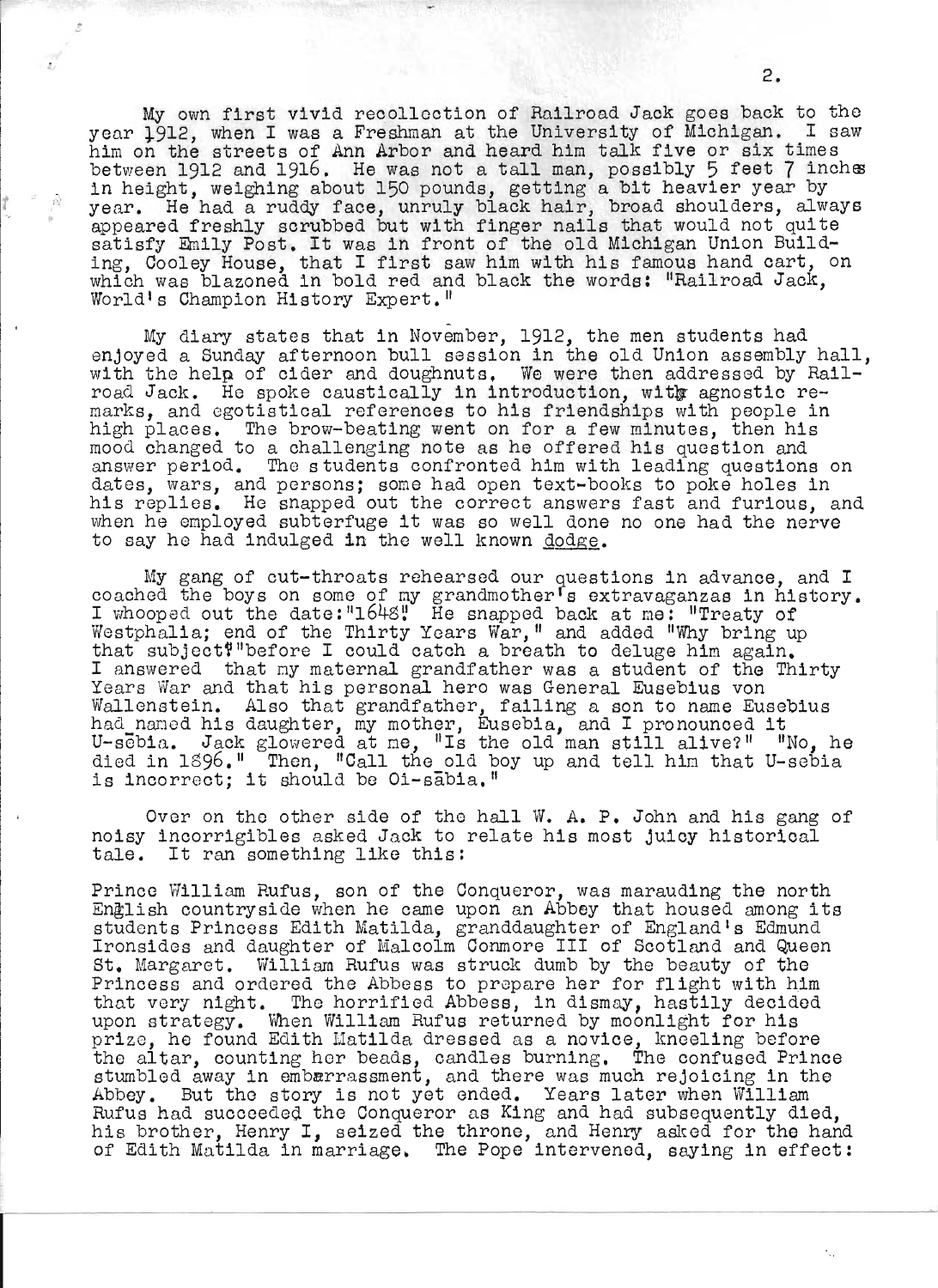My own first vivid recollection of Railroad Jack goes back to the year 1912, when I was a Freshman at the University of Michigan. I saw him on the streets of Ann Arbor and heard him talk five or six times between 1912 and 1916. He was not a tall man, possibly 5 feet 7 inches in height, weighing about 150 pounds, getting a bit heavier year by year. He had a ruddy face, unruly black hair, broad shoulders, always appeared freshly scrubbed but with finger nails that would not quite satisfy Emily Post. It was in front of the old Michigan Union Building, Cooley House, that I first saw him with his famous hand cart, on which was blazoned in bold red and black the words: "Railroad Jack, World's Champion History Expert."

My diary states that in November, 1912, the men students had enjoyed a Sunday afternoon bull session in the old Union assembly hall, with the help of cider and doughnuts. We were then addressed by Railroad Jack. He spoke caustically in introduction, with agnostic remarks, and egotistical references to his friendships with people in high places. The brow-beating went on for a few minutes, then his mood changed to a challenging note as he offered his question and answer period. The students confronted him with leading questions on dates, wars, and persons; some had open text-books to poke holes in his replies. He snapped out the correct answers fast and furious, and when he employed subterfuge it was so well done no one had the nerve to say he had indulged in the well known dodge.

My gang of cut-throats rehearsed our questions in advance, and I coached the boys on some of my grandmother's extravaganzas in history. I whooped out the date: "1648." He snapped back at me: "Treaty of Westphalia; end of the Thirty Years War," and added "Why bring up that subject?" before I could catch a breath to deluge him again. I answered that my maternal grandfather was a student of the Thirty Years War and that his personal hero was General Eusebius von Wallenstein. Also that grandfather, failing a son to name Eusebius had named his daughter, my mother, Eusebia, and I pronounced it U-sēbia. Jack glowered at me, "Is the old man still alive?" "No, he died in 1896." Then, "Call the old boy up and tell him that U-sebia is incorrect; it should be Oi-sābia."

Over on the other side of the hall W. A. P. John and his gang of noisy incorrigibles asked Jack to relate his most juicy historical tale. It ran something like this:

Prince William Rufus, son of the Conqueror, was marauding the north English countryside when he came upon an Abbey that housed among its students Princess Edith Matilda, granddaughter of England's Edmund Ironsides and daughter of Malcolm Conmore III of Scotland and Queen St. Margaret. William Rufus was struck dumb by the beauty of the Princess and ordered the Abbess to prepare her for flight with him that very night. The horrified Abbess, in dismay, hastily decided upon strategy. When William Rufus returned by moonlight for his prize, he found Edith Matilda dressed as a novice, kneeling before the altar, counting her beads, candles burning. The confused Prince stumbled away in embarrassment, and there was much rejoicing in the Abbey. But the story is not yet ended. Years later when William Rufus had succeeded the Conqueror as King and had subsequently died, his brother, Henry I, seized the throne, and Henry asked for the hand of Edith Matilda in marriage. The Pope intervened, saying in effect: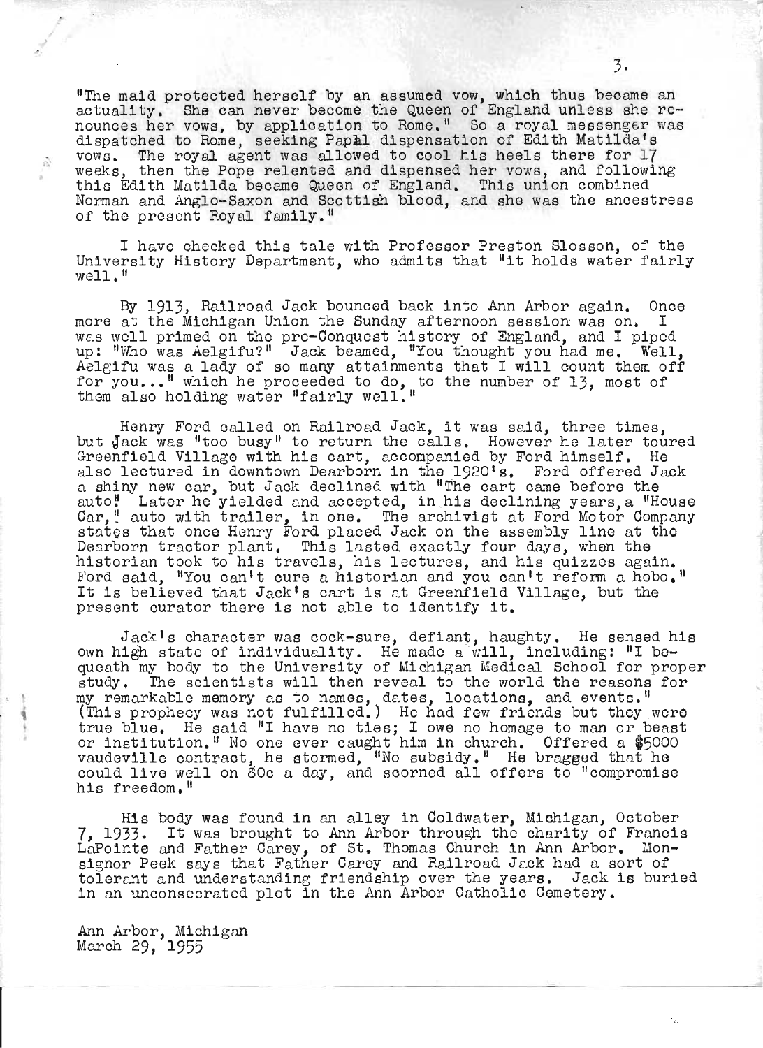"The maid protected herself by an assumed vow, which thus became an actuality. She can never become the Queen of England unless she renounces her vows, by application to Rome." So a royal messenger was dispatched to Rome, seeking Papal dispensation of Edith Matilda's vows. The royal agent was allowed to cool his heels there for 17 weeks, then the Pope relented and dispensed her vows, and following this Edith Matilda became Queen of England. This union combined Norman and Anglo-Saxon and Scottish blood, and she was the ancestress of the present Royal family."

I have checked this tale with Professor Preston Slosson, of the University History Department, who admits that "it holds water fairly well."

By 1913, Railroad Jack bounced back into Ann Arbor again. Once more at the Michigan Union the Sunday afternoon session was on. I was well primed on the pre-Conquest history of England, and I piped up: "Who was Aelgifu?" Jack beamed, "You thought you had me. Well, Aelgifu was a lady of so many attainments that I will count them off for you..." which he proceeded to do, to the number of 13, most of them also holding water "fairly well."

Henry Ford called on Railroad Jack, it was said, three times, but Jack was "too busy" to return the calls. However he later toured Greenfield Village with his cart, accompanied by Ford himself. He also lectured in downtown Dearborn in the 1920's. Ford offered Jack a shiny new car, but Jack declined with "The cart came before the auto." Later he yielded and accepted, in his declining years, a "House Car," auto with trailer, in one. The archivist at Ford Motor Company states that once Henry Ford placed Jack on the assembly line at the Dearborn tractor plant. This lasted exactly four days, when the historian took to his travels, his lectures, and his quizzes again. Ford said, "You can't cure a historian and you can't reform a hobo." It is believed that Jack's cart is at Greenfield Village, but the present curator there is not able to identify it.

Jack's character was cock-sure, defiant, haughty. He sensed his own high state of individuality. He made a will, including: "I bequeath my body to the University of Michigan Medical School for proper study. The scientists will then reveal to the world the reasons for my remarkable memory as to names, dates, locations, and events." (This prophecy was not fulfilled.) He had few friends but they were true blue. He said "I have no ties; I owe no homage to man or beast or institution." No one ever caught him in church. Offered a $5000 vaudeville contract, he stormed, "No subsidy." He bragged that he could live well on 80c a day, and scorned all offers to "compromise his freedom."

His body was found in an alley in Coldwater, Michigan, October 7, 1933. It was brought to Ann Arbor through the charity of Francis LaPointe and Father Carey, of St. Thomas Church in Ann Arbor. Monsignor Peek says that Father Carey and Railroad Jack had a sort of tolerant and understanding friendship over the years. Jack is buried in an unconsecrated plot in the Ann Arbor Catholic Cemetery.

Ann Arbor, Michigan
March 29, 1955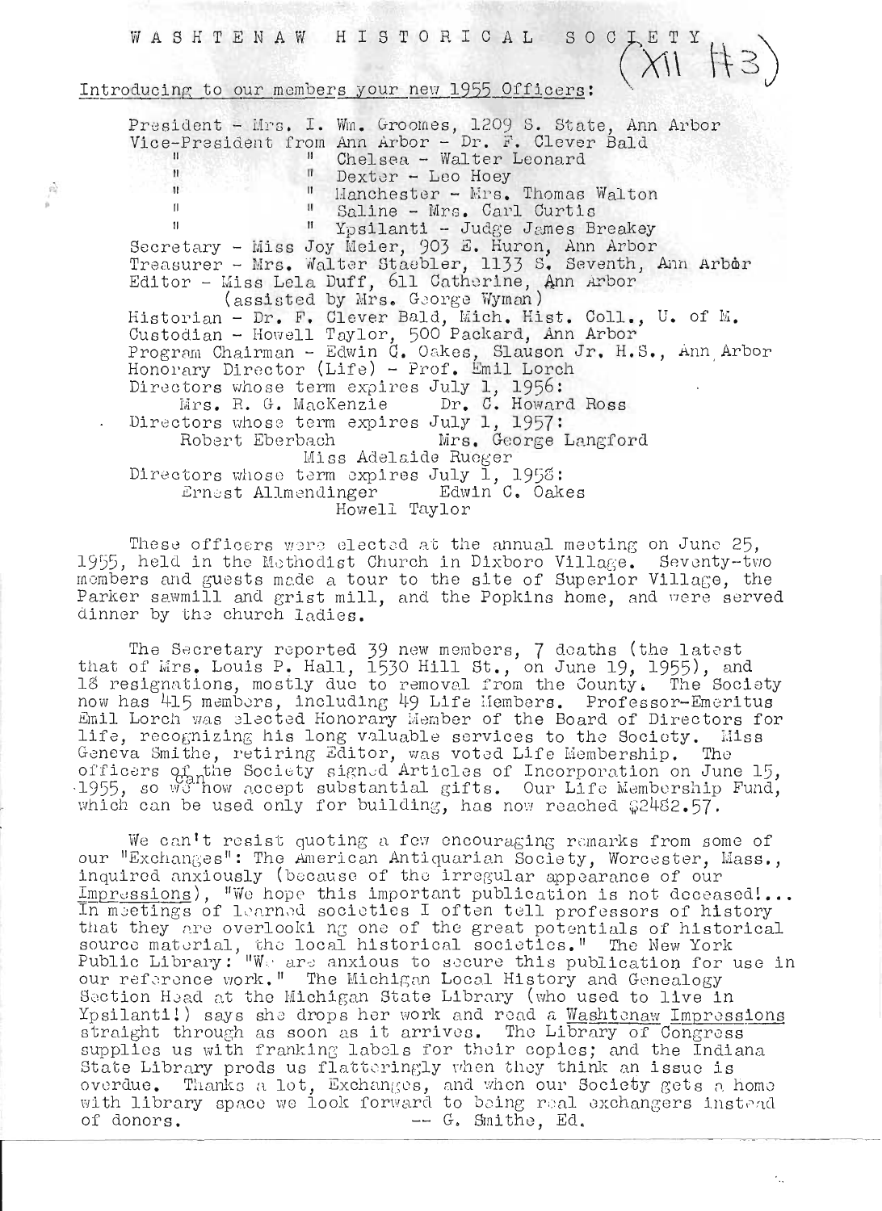WASHTENAW HISTORICAL SOCIETY (XII #3)

Introducing to our members your new 1955 Officers:

President - Mrs. I. Wm. Groomes, 1209 S. State, Ann Arbor
Vice-President from Ann Arbor - Dr. F. Clever Bald
" " Chelsea - Walter Leonard
" " Dexter - Leo Hoey
" " Manchester - Mrs. Thomas Walton
" " Saline - Mrs. Carl Curtis
" " Ypsilanti - Judge James Breakey
Secretary - Miss Joy Meier, 903 E. Huron, Ann Arbor
Treasurer - Mrs. Walter Staebler, 1133 S. Seventh, Ann Arbor
Editor - Miss Lela Duff, 611 Catherine, Ann Arbor
(assisted by Mrs. George Wyman)
Historian - Dr. F. Clever Bald, Mich. Hist. Coll., U. of M.
Custodian - Howell Taylor, 500 Packard, Ann Arbor
Program Chairman - Edwin C. Oakes, Slauson Jr. H.S., Ann Arbor
Honorary Director (Life) - Prof. Emil Lorch
Directors whose term expires July 1, 1956:
Mrs. R. G. MacKenzie    Dr. C. Howard Ross
Directors whose term expires July 1, 1957:
Robert Eberbach    Mrs. George Langford
Miss Adelaide Rueger
Directors whose term expires July 1, 1958:
Ernest Allmendinger    Edwin C. Oakes
Howell Taylor

These officers were elected at the annual meeting on June 25, 1955, held in the Methodist Church in Dixboro Village. Seventy-two members and guests made a tour to the site of Superior Village, the Parker sawmill and grist mill, and the Popkins home, and were served dinner by the church ladies.

The Secretary reported 39 new members, 7 deaths (the latest that of Mrs. Louis P. Hall, 1530 Hill St., on June 19, 1955), and 18 resignations, mostly due to removal from the County. The Society now has 415 members, including 49 Life Members. Professor-Emeritus Emil Lorch was elected Honorary Member of the Board of Directors for life, recognizing his long valuable services to the Society. Miss Geneva Smithe, retiring Editor, was voted Life Membership. The officers of the Society signed Articles of Incorporation on June 15, 1955, so we can now accept substantial gifts. Our Life Membership Fund, which can be used only for building, has now reached $2482.57.

We can't resist quoting a few encouraging remarks from some of our "Exchanges": The American Antiquarian Society, Worcester, Mass., inquired anxiously (because of the irregular appearance of our Impressions), "We hope this important publication is not deceased!... In meetings of learned societies I often tell professors of history that they are overlooking one of the great potentials of historical source material, the local historical societies." The New York Public Library: "We are anxious to secure this publication for use in our reference work." The Michigan Local History and Genealogy Section Head at the Michigan State Library (who used to live in Ypsilanti!) says she drops her work and read a Washtenaw Impressions straight through as soon as it arrives. The Library of Congress supplies us with franking labels for their copies; and the Indiana State Library prods us flatteringly when they think an issue is overdue. Thanks a lot, Exchanges, and when our Society gets a home with library space we look forward to being real exchangers instead of donors. -- G. Smithe, Ed.